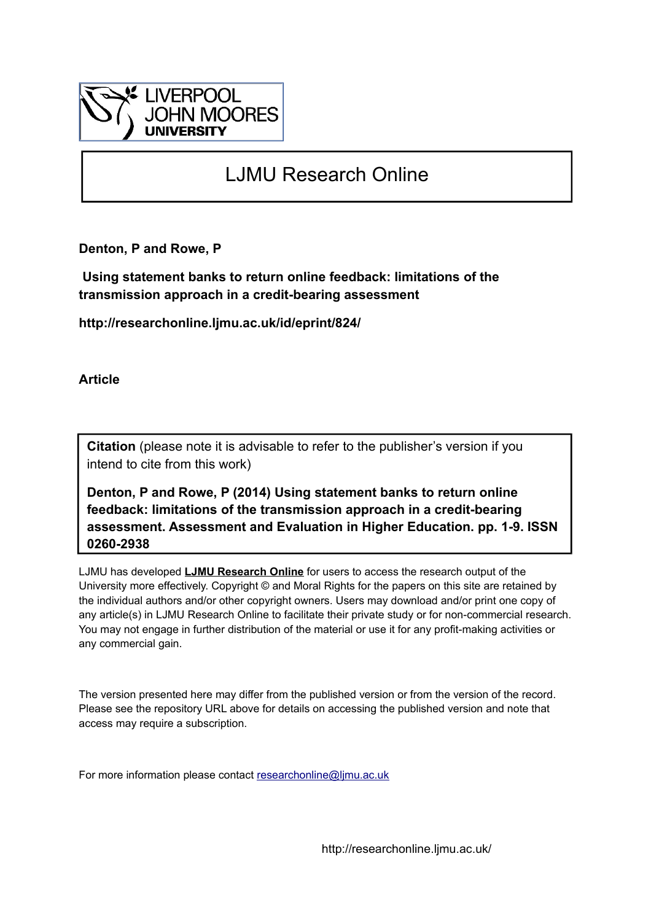LIVERPOOL JOHN MOORES UNIVERSITY

# LJMU Research Online

**Denton, P and Rowe, P**

**Using statement banks to return online feedback: limitations of the transmission approach in a credit-bearing assessment**

**http://researchonline.ljmu.ac.uk/id/eprint/824/**

**Article**

**Citation** (please note it is advisable to refer to the publisher's version if you intend to cite from this work)

**Denton, P and Rowe, P (2014) Using statement banks to return online feedback: limitations of the transmission approach in a credit-bearing assessment. Assessment and Evaluation in Higher Education. pp. 1-9. ISSN 0260-2938**

LJMU has developed **LJMU Research Online** for users to access the research output of the University more effectively. Copyright © and Moral Rights for the papers on this site are retained by the individual authors and/or other copyright owners. Users may download and/or print one copy of any article(s) in LJMU Research Online to facilitate their private study or for non-commercial research. You may not engage in further distribution of the material or use it for any profit-making activities or any commercial gain.

The version presented here may differ from the published version or from the version of the record. Please see the repository URL above for details on accessing the published version and note that access may require a subscription.

For more information please contact researchonline@ljmu.ac.uk

http://researchonline.ljmu.ac.uk/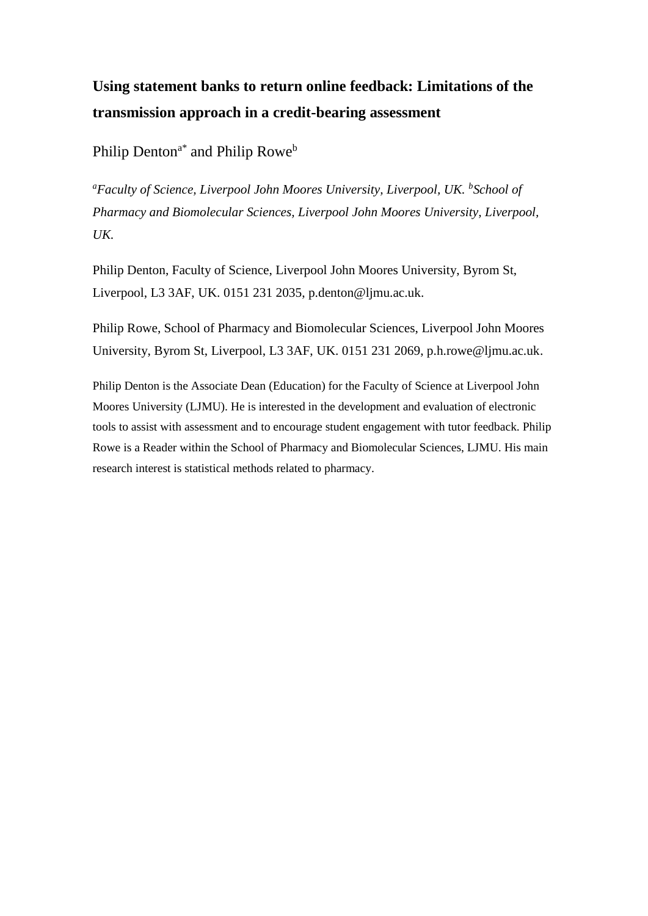# Using statement banks to return online feedback: Limitations of the transmission approach in a credit-bearing assessment

Philip Denton[a*] and Philip Rowe[b]

*[a]Faculty of Science, Liverpool John Moores University, Liverpool, UK. [b]School of Pharmacy and Biomolecular Sciences, Liverpool John Moores University, Liverpool, UK.*

Philip Denton, Faculty of Science, Liverpool John Moores University, Byrom St, Liverpool, L3 3AF, UK. 0151 231 2035, p.denton@ljmu.ac.uk.

Philip Rowe, School of Pharmacy and Biomolecular Sciences, Liverpool John Moores University, Byrom St, Liverpool, L3 3AF, UK. 0151 231 2069, p.h.rowe@ljmu.ac.uk.

Philip Denton is the Associate Dean (Education) for the Faculty of Science at Liverpool John Moores University (LJMU). He is interested in the development and evaluation of electronic tools to assist with assessment and to encourage student engagement with tutor feedback. Philip Rowe is a Reader within the School of Pharmacy and Biomolecular Sciences, LJMU. His main research interest is statistical methods related to pharmacy.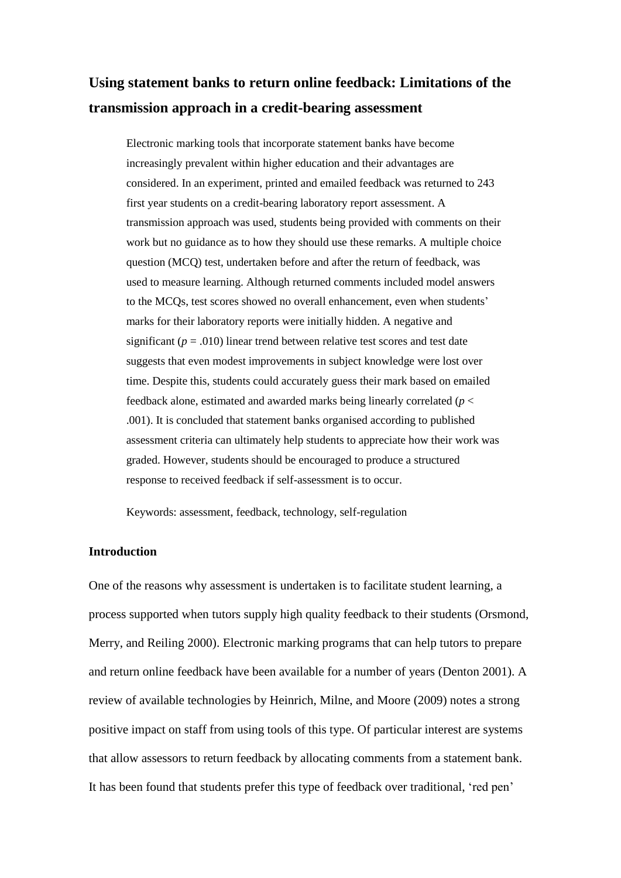# Using statement banks to return online feedback: Limitations of the transmission approach in a credit-bearing assessment

Electronic marking tools that incorporate statement banks have become increasingly prevalent within higher education and their advantages are considered. In an experiment, printed and emailed feedback was returned to 243 first year students on a credit-bearing laboratory report assessment. A transmission approach was used, students being provided with comments on their work but no guidance as to how they should use these remarks. A multiple choice question (MCQ) test, undertaken before and after the return of feedback, was used to measure learning. Although returned comments included model answers to the MCQs, test scores showed no overall enhancement, even when students' marks for their laboratory reports were initially hidden. A negative and significant ($p = .010$) linear trend between relative test scores and test date suggests that even modest improvements in subject knowledge were lost over time. Despite this, students could accurately guess their mark based on emailed feedback alone, estimated and awarded marks being linearly correlated ($p < .001$). It is concluded that statement banks organised according to published assessment criteria can ultimately help students to appreciate how their work was graded. However, students should be encouraged to produce a structured response to received feedback if self-assessment is to occur.

Keywords: assessment, feedback, technology, self-regulation

## Introduction

One of the reasons why assessment is undertaken is to facilitate student learning, a process supported when tutors supply high quality feedback to their students (Orsmond, Merry, and Reiling 2000). Electronic marking programs that can help tutors to prepare and return online feedback have been available for a number of years (Denton 2001). A review of available technologies by Heinrich, Milne, and Moore (2009) notes a strong positive impact on staff from using tools of this type. Of particular interest are systems that allow assessors to return feedback by allocating comments from a statement bank. It has been found that students prefer this type of feedback over traditional, 'red pen'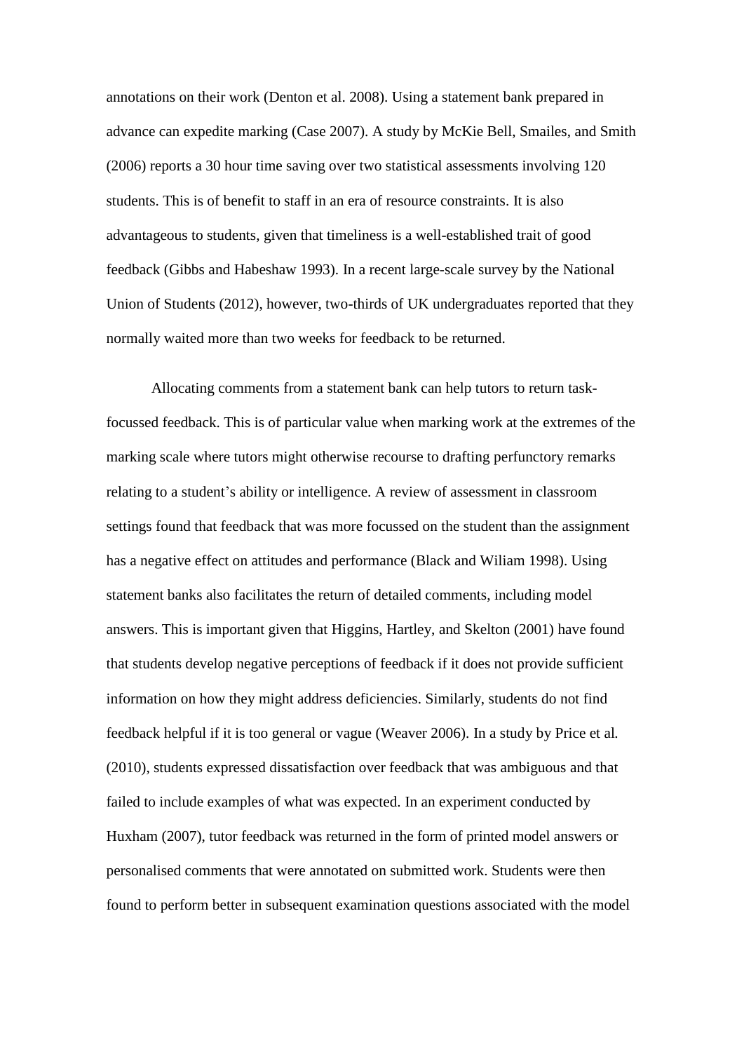annotations on their work (Denton et al. 2008). Using a statement bank prepared in advance can expedite marking (Case 2007). A study by McKie Bell, Smailes, and Smith (2006) reports a 30 hour time saving over two statistical assessments involving 120 students. This is of benefit to staff in an era of resource constraints. It is also advantageous to students, given that timeliness is a well-established trait of good feedback (Gibbs and Habeshaw 1993). In a recent large-scale survey by the National Union of Students (2012), however, two-thirds of UK undergraduates reported that they normally waited more than two weeks for feedback to be returned.

Allocating comments from a statement bank can help tutors to return task-focussed feedback. This is of particular value when marking work at the extremes of the marking scale where tutors might otherwise recourse to drafting perfunctory remarks relating to a student's ability or intelligence. A review of assessment in classroom settings found that feedback that was more focussed on the student than the assignment has a negative effect on attitudes and performance (Black and Wiliam 1998). Using statement banks also facilitates the return of detailed comments, including model answers. This is important given that Higgins, Hartley, and Skelton (2001) have found that students develop negative perceptions of feedback if it does not provide sufficient information on how they might address deficiencies. Similarly, students do not find feedback helpful if it is too general or vague (Weaver 2006). In a study by Price et al. (2010), students expressed dissatisfaction over feedback that was ambiguous and that failed to include examples of what was expected. In an experiment conducted by Huxham (2007), tutor feedback was returned in the form of printed model answers or personalised comments that were annotated on submitted work. Students were then found to perform better in subsequent examination questions associated with the model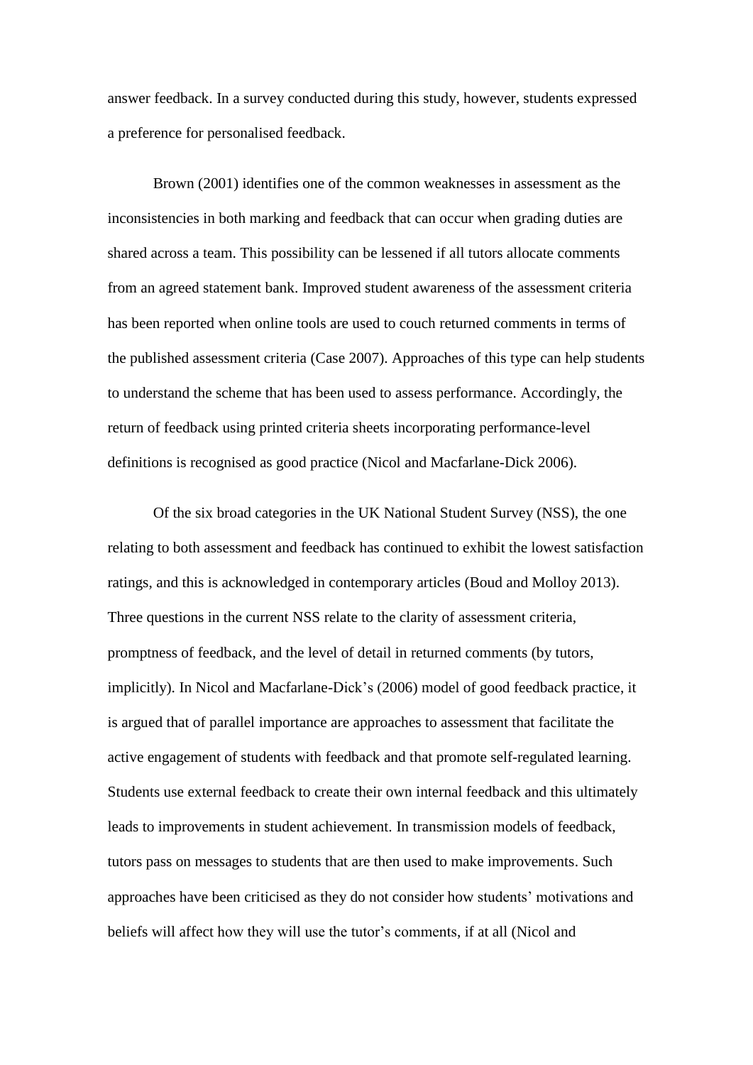answer feedback. In a survey conducted during this study, however, students expressed a preference for personalised feedback.

Brown (2001) identifies one of the common weaknesses in assessment as the inconsistencies in both marking and feedback that can occur when grading duties are shared across a team. This possibility can be lessened if all tutors allocate comments from an agreed statement bank. Improved student awareness of the assessment criteria has been reported when online tools are used to couch returned comments in terms of the published assessment criteria (Case 2007). Approaches of this type can help students to understand the scheme that has been used to assess performance. Accordingly, the return of feedback using printed criteria sheets incorporating performance-level definitions is recognised as good practice (Nicol and Macfarlane-Dick 2006).

Of the six broad categories in the UK National Student Survey (NSS), the one relating to both assessment and feedback has continued to exhibit the lowest satisfaction ratings, and this is acknowledged in contemporary articles (Boud and Molloy 2013). Three questions in the current NSS relate to the clarity of assessment criteria, promptness of feedback, and the level of detail in returned comments (by tutors, implicitly). In Nicol and Macfarlane-Dick's (2006) model of good feedback practice, it is argued that of parallel importance are approaches to assessment that facilitate the active engagement of students with feedback and that promote self-regulated learning. Students use external feedback to create their own internal feedback and this ultimately leads to improvements in student achievement. In transmission models of feedback, tutors pass on messages to students that are then used to make improvements. Such approaches have been criticised as they do not consider how students' motivations and beliefs will affect how they will use the tutor's comments, if at all (Nicol and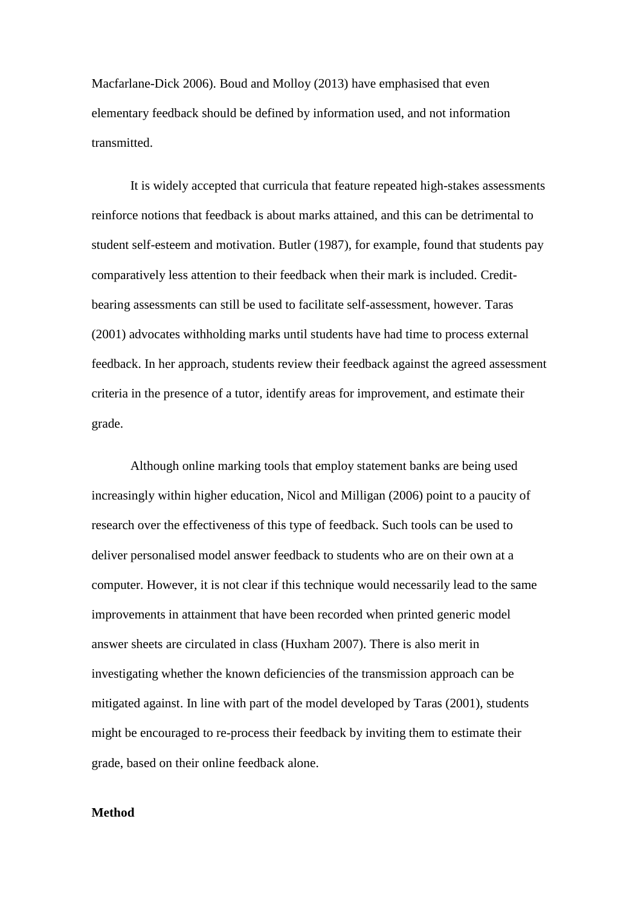Macfarlane-Dick 2006). Boud and Molloy (2013) have emphasised that even elementary feedback should be defined by information used, and not information transmitted.

It is widely accepted that curricula that feature repeated high-stakes assessments reinforce notions that feedback is about marks attained, and this can be detrimental to student self-esteem and motivation. Butler (1987), for example, found that students pay comparatively less attention to their feedback when their mark is included. Credit-bearing assessments can still be used to facilitate self-assessment, however. Taras (2001) advocates withholding marks until students have had time to process external feedback. In her approach, students review their feedback against the agreed assessment criteria in the presence of a tutor, identify areas for improvement, and estimate their grade.

Although online marking tools that employ statement banks are being used increasingly within higher education, Nicol and Milligan (2006) point to a paucity of research over the effectiveness of this type of feedback. Such tools can be used to deliver personalised model answer feedback to students who are on their own at a computer. However, it is not clear if this technique would necessarily lead to the same improvements in attainment that have been recorded when printed generic model answer sheets are circulated in class (Huxham 2007). There is also merit in investigating whether the known deficiencies of the transmission approach can be mitigated against. In line with part of the model developed by Taras (2001), students might be encouraged to re-process their feedback by inviting them to estimate their grade, based on their online feedback alone.

## Method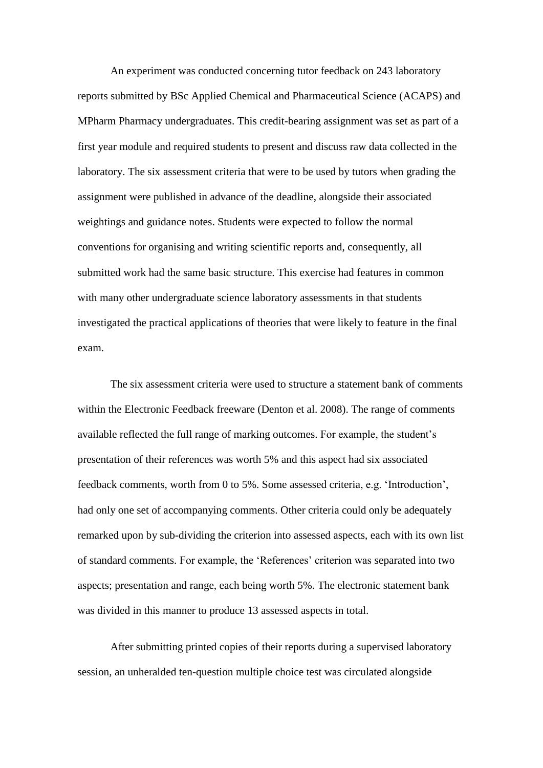An experiment was conducted concerning tutor feedback on 243 laboratory reports submitted by BSc Applied Chemical and Pharmaceutical Science (ACAPS) and MPharm Pharmacy undergraduates. This credit-bearing assignment was set as part of a first year module and required students to present and discuss raw data collected in the laboratory. The six assessment criteria that were to be used by tutors when grading the assignment were published in advance of the deadline, alongside their associated weightings and guidance notes. Students were expected to follow the normal conventions for organising and writing scientific reports and, consequently, all submitted work had the same basic structure. This exercise had features in common with many other undergraduate science laboratory assessments in that students investigated the practical applications of theories that were likely to feature in the final exam.

The six assessment criteria were used to structure a statement bank of comments within the Electronic Feedback freeware (Denton et al. 2008). The range of comments available reflected the full range of marking outcomes. For example, the student's presentation of their references was worth 5% and this aspect had six associated feedback comments, worth from 0 to 5%. Some assessed criteria, e.g. 'Introduction', had only one set of accompanying comments. Other criteria could only be adequately remarked upon by sub-dividing the criterion into assessed aspects, each with its own list of standard comments. For example, the 'References' criterion was separated into two aspects; presentation and range, each being worth 5%. The electronic statement bank was divided in this manner to produce 13 assessed aspects in total.

After submitting printed copies of their reports during a supervised laboratory session, an unheralded ten-question multiple choice test was circulated alongside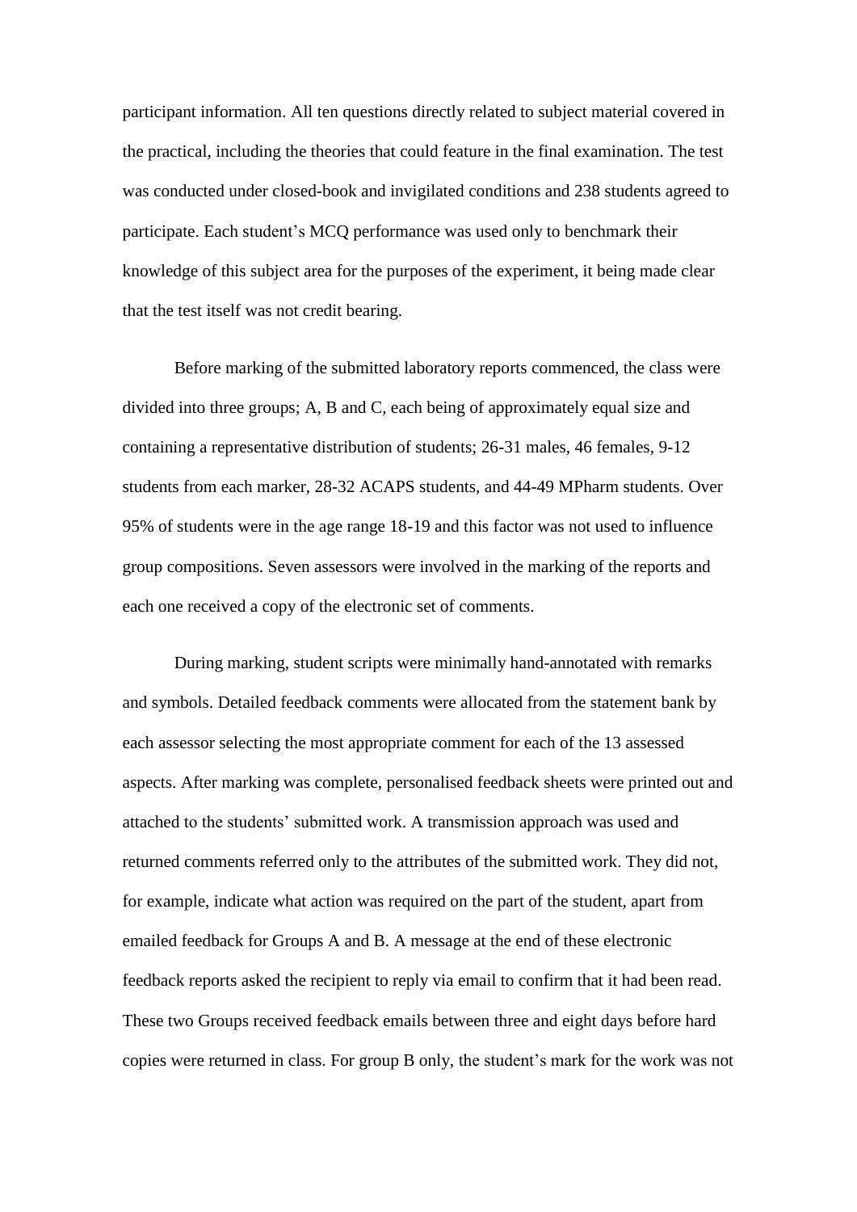participant information. All ten questions directly related to subject material covered in the practical, including the theories that could feature in the final examination. The test was conducted under closed-book and invigilated conditions and 238 students agreed to participate. Each student's MCQ performance was used only to benchmark their knowledge of this subject area for the purposes of the experiment, it being made clear that the test itself was not credit bearing.

Before marking of the submitted laboratory reports commenced, the class were divided into three groups; A, B and C, each being of approximately equal size and containing a representative distribution of students; 26-31 males, 46 females, 9-12 students from each marker, 28-32 ACAPS students, and 44-49 MPharm students. Over 95% of students were in the age range 18-19 and this factor was not used to influence group compositions. Seven assessors were involved in the marking of the reports and each one received a copy of the electronic set of comments.

During marking, student scripts were minimally hand-annotated with remarks and symbols. Detailed feedback comments were allocated from the statement bank by each assessor selecting the most appropriate comment for each of the 13 assessed aspects. After marking was complete, personalised feedback sheets were printed out and attached to the students' submitted work. A transmission approach was used and returned comments referred only to the attributes of the submitted work. They did not, for example, indicate what action was required on the part of the student, apart from emailed feedback for Groups A and B. A message at the end of these electronic feedback reports asked the recipient to reply via email to confirm that it had been read. These two Groups received feedback emails between three and eight days before hard copies were returned in class. For group B only, the student's mark for the work was not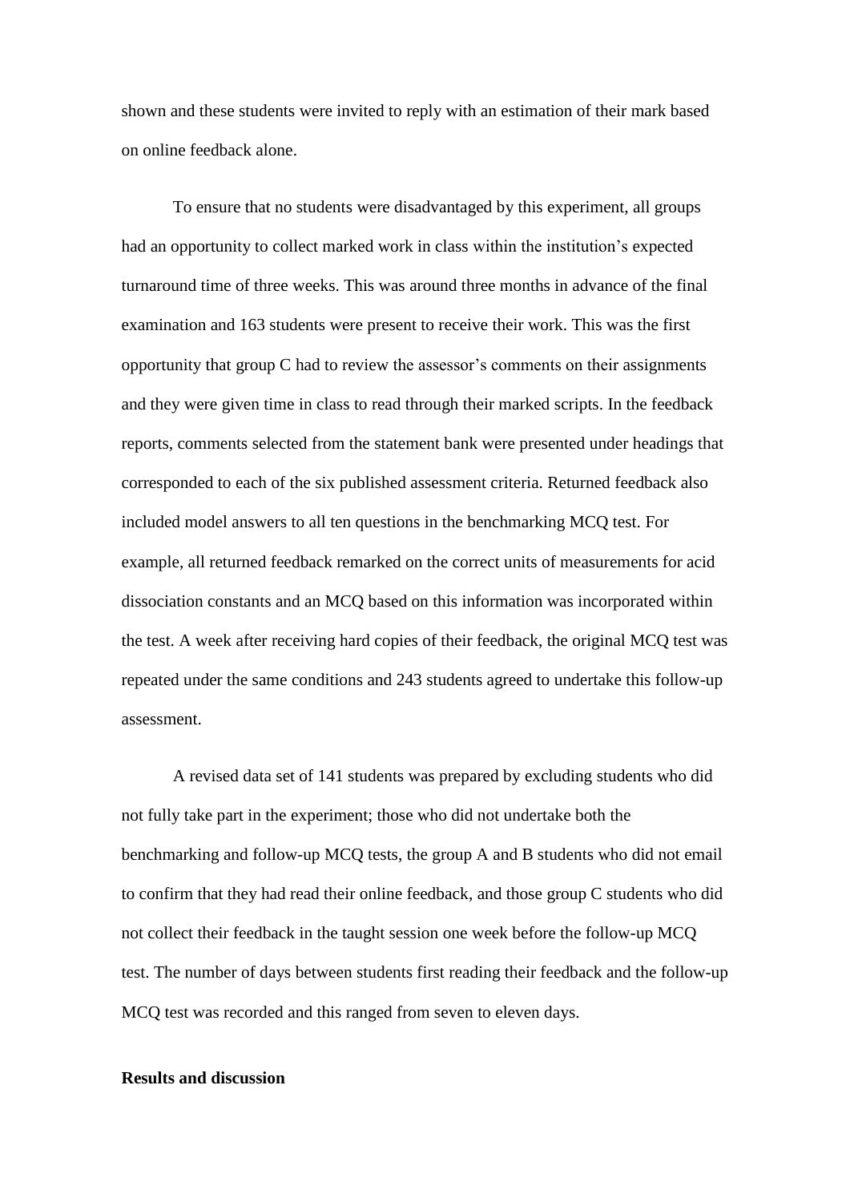shown and these students were invited to reply with an estimation of their mark based on online feedback alone.

To ensure that no students were disadvantaged by this experiment, all groups had an opportunity to collect marked work in class within the institution's expected turnaround time of three weeks. This was around three months in advance of the final examination and 163 students were present to receive their work. This was the first opportunity that group C had to review the assessor's comments on their assignments and they were given time in class to read through their marked scripts. In the feedback reports, comments selected from the statement bank were presented under headings that corresponded to each of the six published assessment criteria. Returned feedback also included model answers to all ten questions in the benchmarking MCQ test. For example, all returned feedback remarked on the correct units of measurements for acid dissociation constants and an MCQ based on this information was incorporated within the test. A week after receiving hard copies of their feedback, the original MCQ test was repeated under the same conditions and 243 students agreed to undertake this follow-up assessment.

A revised data set of 141 students was prepared by excluding students who did not fully take part in the experiment; those who did not undertake both the benchmarking and follow-up MCQ tests, the group A and B students who did not email to confirm that they had read their online feedback, and those group C students who did not collect their feedback in the taught session one week before the follow-up MCQ test. The number of days between students first reading their feedback and the follow-up MCQ test was recorded and this ranged from seven to eleven days.

**Results and discussion**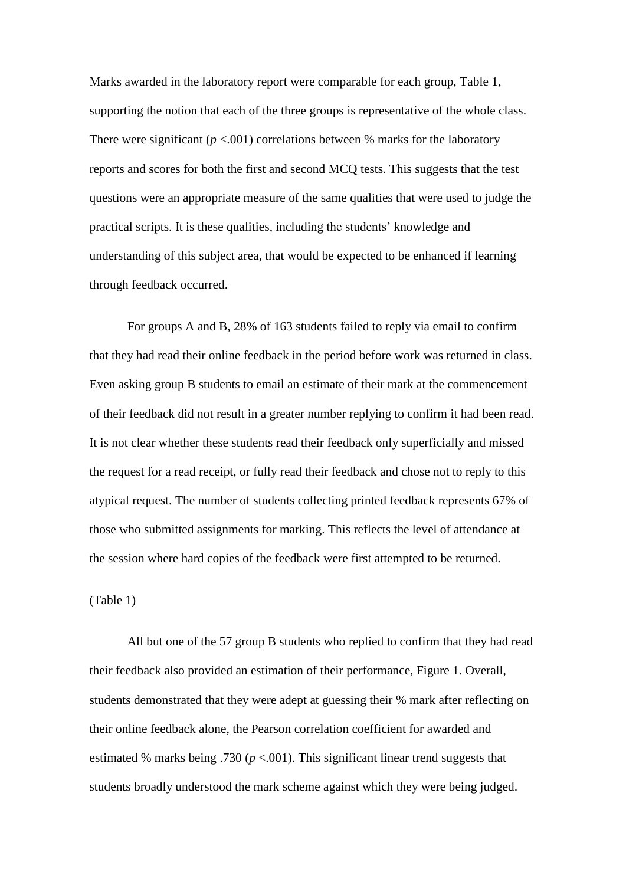Marks awarded in the laboratory report were comparable for each group, Table 1, supporting the notion that each of the three groups is representative of the whole class. There were significant ($p$ <.001) correlations between % marks for the laboratory reports and scores for both the first and second MCQ tests. This suggests that the test questions were an appropriate measure of the same qualities that were used to judge the practical scripts. It is these qualities, including the students' knowledge and understanding of this subject area, that would be expected to be enhanced if learning through feedback occurred.

For groups A and B, 28% of 163 students failed to reply via email to confirm that they had read their online feedback in the period before work was returned in class. Even asking group B students to email an estimate of their mark at the commencement of their feedback did not result in a greater number replying to confirm it had been read. It is not clear whether these students read their feedback only superficially and missed the request for a read receipt, or fully read their feedback and chose not to reply to this atypical request. The number of students collecting printed feedback represents 67% of those who submitted assignments for marking. This reflects the level of attendance at the session where hard copies of the feedback were first attempted to be returned.

(Table 1)

All but one of the 57 group B students who replied to confirm that they had read their feedback also provided an estimation of their performance, Figure 1. Overall, students demonstrated that they were adept at guessing their % mark after reflecting on their online feedback alone, the Pearson correlation coefficient for awarded and estimated % marks being .730 ($p$ <.001). This significant linear trend suggests that students broadly understood the mark scheme against which they were being judged.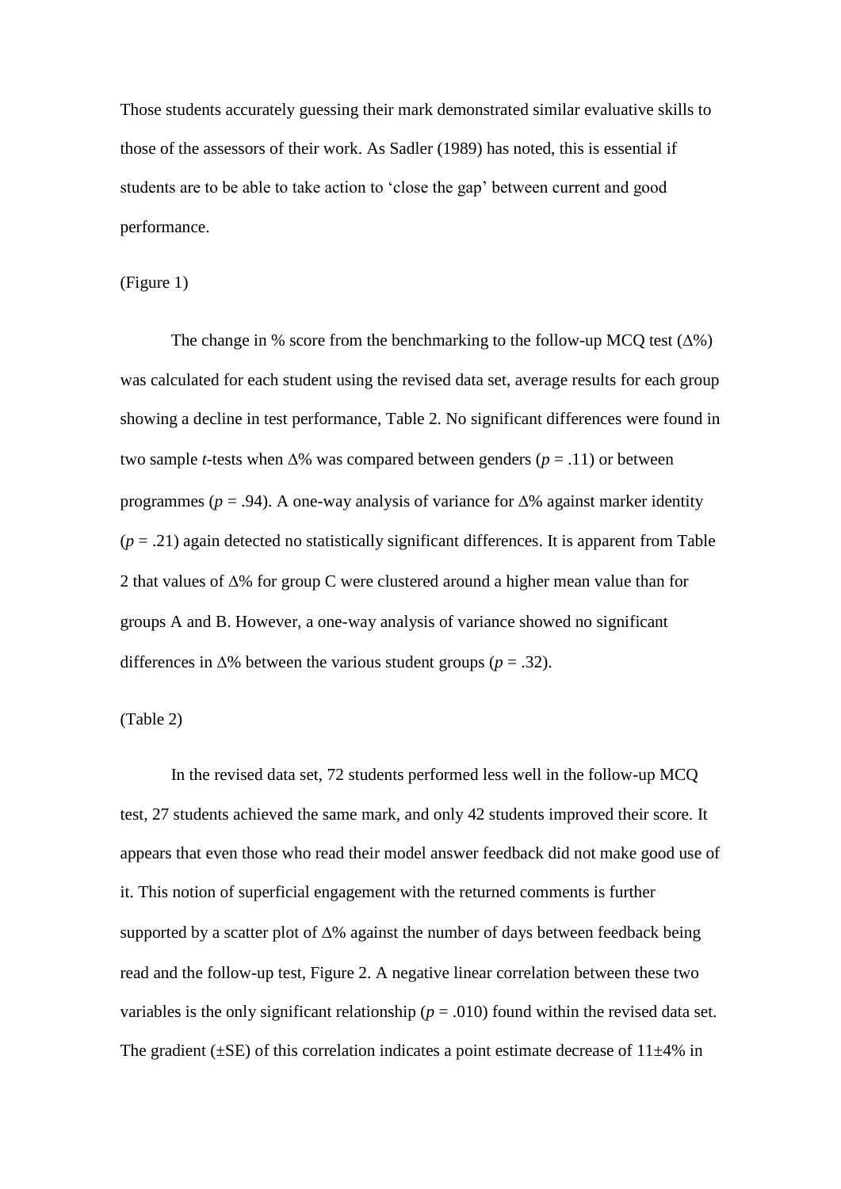Those students accurately guessing their mark demonstrated similar evaluative skills to those of the assessors of their work. As Sadler (1989) has noted, this is essential if students are to be able to take action to ‘close the gap’ between current and good performance.

(Figure 1)

The change in % score from the benchmarking to the follow-up MCQ test ($\Delta$%) was calculated for each student using the revised data set, average results for each group showing a decline in test performance, Table 2. No significant differences were found in two sample *t*-tests when $\Delta$% was compared between genders ($p = .11$) or between programmes ($p = .94$). A one-way analysis of variance for $\Delta$% against marker identity ($p = .21$) again detected no statistically significant differences. It is apparent from Table 2 that values of $\Delta$% for group C were clustered around a higher mean value than for groups A and B. However, a one-way analysis of variance showed no significant differences in $\Delta$% between the various student groups ($p = .32$).

(Table 2)

In the revised data set, 72 students performed less well in the follow-up MCQ test, 27 students achieved the same mark, and only 42 students improved their score. It appears that even those who read their model answer feedback did not make good use of it. This notion of superficial engagement with the returned comments is further supported by a scatter plot of $\Delta$% against the number of days between feedback being read and the follow-up test, Figure 2. A negative linear correlation between these two variables is the only significant relationship ($p = .010$) found within the revised data set. The gradient ($\pm$SE) of this correlation indicates a point estimate decrease of $11 \pm 4$% in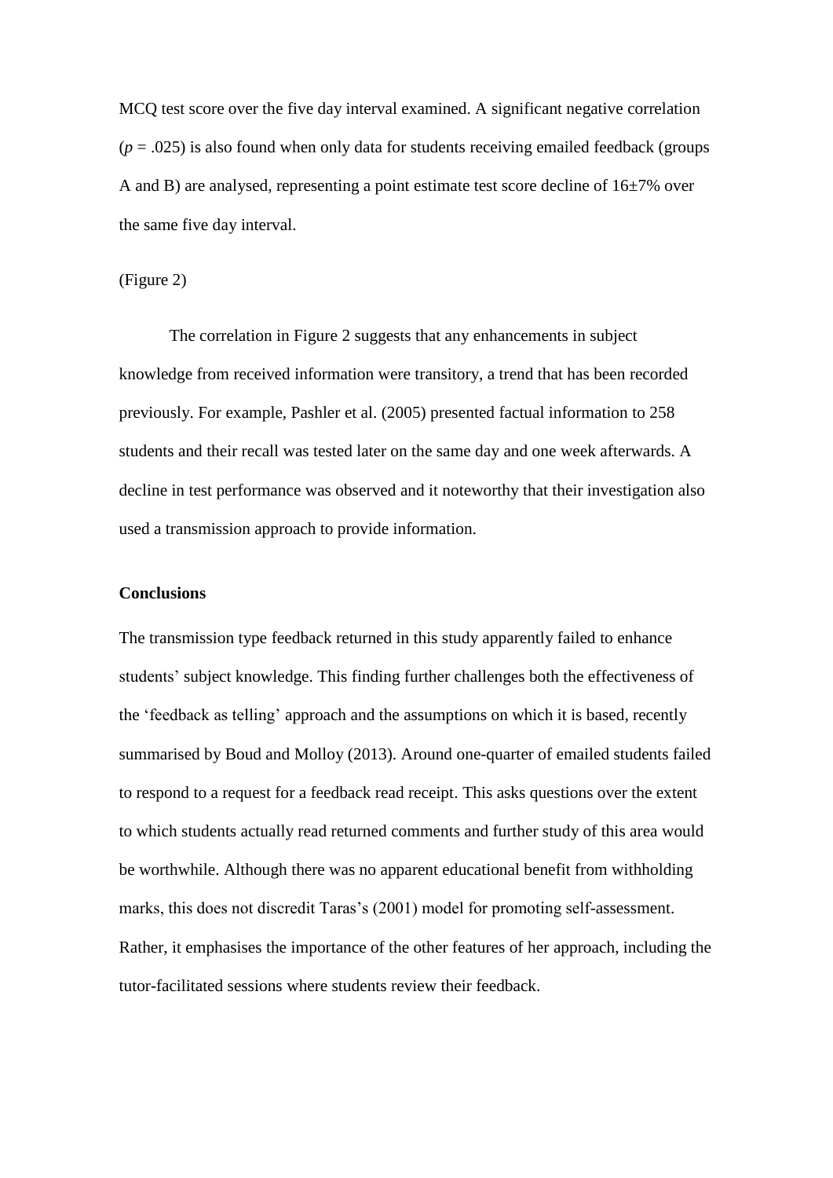MCQ test score over the five day interval examined. A significant negative correlation ($p = .025$) is also found when only data for students receiving emailed feedback (groups A and B) are analysed, representing a point estimate test score decline of 16±7% over the same five day interval.

(Figure 2)

The correlation in Figure 2 suggests that any enhancements in subject knowledge from received information were transitory, a trend that has been recorded previously. For example, Pashler et al. (2005) presented factual information to 258 students and their recall was tested later on the same day and one week afterwards. A decline in test performance was observed and it noteworthy that their investigation also used a transmission approach to provide information.

**Conclusions**

The transmission type feedback returned in this study apparently failed to enhance students' subject knowledge. This finding further challenges both the effectiveness of the 'feedback as telling' approach and the assumptions on which it is based, recently summarised by Boud and Molloy (2013). Around one-quarter of emailed students failed to respond to a request for a feedback read receipt. This asks questions over the extent to which students actually read returned comments and further study of this area would be worthwhile. Although there was no apparent educational benefit from withholding marks, this does not discredit Taras's (2001) model for promoting self-assessment. Rather, it emphasises the importance of the other features of her approach, including the tutor-facilitated sessions where students review their feedback.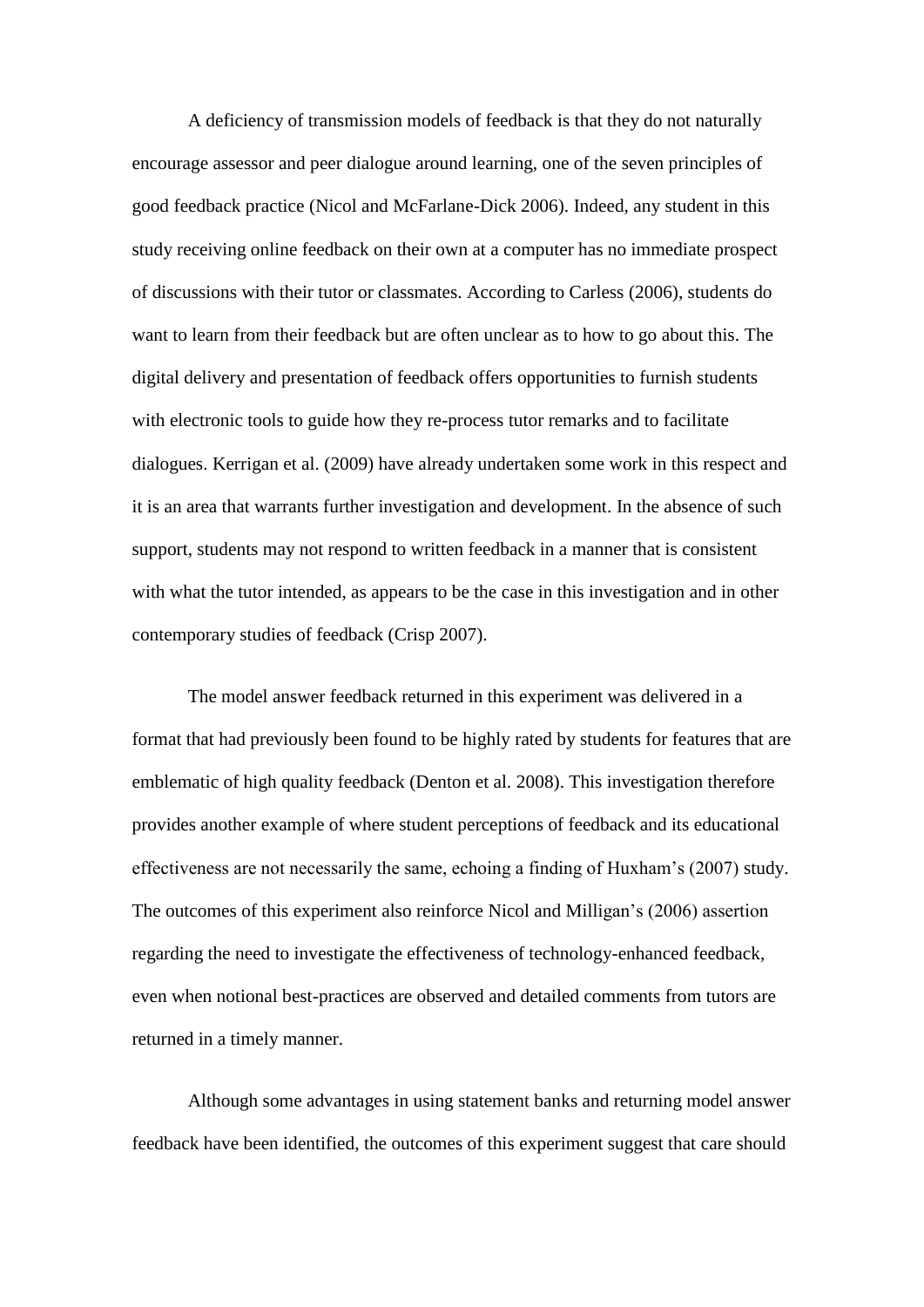A deficiency of transmission models of feedback is that they do not naturally encourage assessor and peer dialogue around learning, one of the seven principles of good feedback practice (Nicol and McFarlane-Dick 2006). Indeed, any student in this study receiving online feedback on their own at a computer has no immediate prospect of discussions with their tutor or classmates. According to Carless (2006), students do want to learn from their feedback but are often unclear as to how to go about this. The digital delivery and presentation of feedback offers opportunities to furnish students with electronic tools to guide how they re-process tutor remarks and to facilitate dialogues. Kerrigan et al. (2009) have already undertaken some work in this respect and it is an area that warrants further investigation and development. In the absence of such support, students may not respond to written feedback in a manner that is consistent with what the tutor intended, as appears to be the case in this investigation and in other contemporary studies of feedback (Crisp 2007).

The model answer feedback returned in this experiment was delivered in a format that had previously been found to be highly rated by students for features that are emblematic of high quality feedback (Denton et al. 2008). This investigation therefore provides another example of where student perceptions of feedback and its educational effectiveness are not necessarily the same, echoing a finding of Huxham's (2007) study. The outcomes of this experiment also reinforce Nicol and Milligan's (2006) assertion regarding the need to investigate the effectiveness of technology-enhanced feedback, even when notional best-practices are observed and detailed comments from tutors are returned in a timely manner.

Although some advantages in using statement banks and returning model answer feedback have been identified, the outcomes of this experiment suggest that care should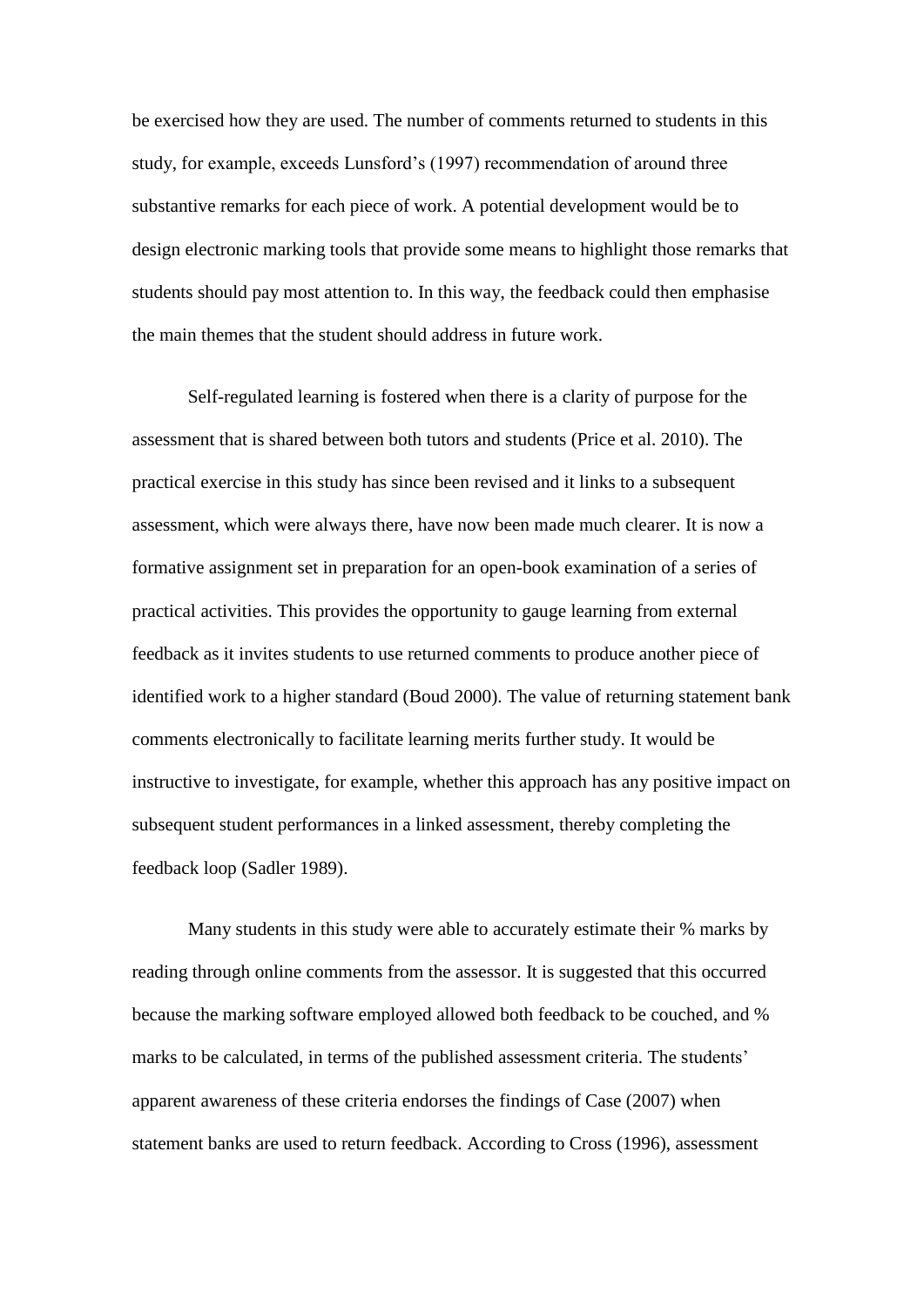be exercised how they are used. The number of comments returned to students in this study, for example, exceeds Lunsford's (1997) recommendation of around three substantive remarks for each piece of work. A potential development would be to design electronic marking tools that provide some means to highlight those remarks that students should pay most attention to. In this way, the feedback could then emphasise the main themes that the student should address in future work.

Self-regulated learning is fostered when there is a clarity of purpose for the assessment that is shared between both tutors and students (Price et al. 2010). The practical exercise in this study has since been revised and it links to a subsequent assessment, which were always there, have now been made much clearer. It is now a formative assignment set in preparation for an open-book examination of a series of practical activities. This provides the opportunity to gauge learning from external feedback as it invites students to use returned comments to produce another piece of identified work to a higher standard (Boud 2000). The value of returning statement bank comments electronically to facilitate learning merits further study. It would be instructive to investigate, for example, whether this approach has any positive impact on subsequent student performances in a linked assessment, thereby completing the feedback loop (Sadler 1989).

Many students in this study were able to accurately estimate their % marks by reading through online comments from the assessor. It is suggested that this occurred because the marking software employed allowed both feedback to be couched, and % marks to be calculated, in terms of the published assessment criteria. The students' apparent awareness of these criteria endorses the findings of Case (2007) when statement banks are used to return feedback. According to Cross (1996), assessment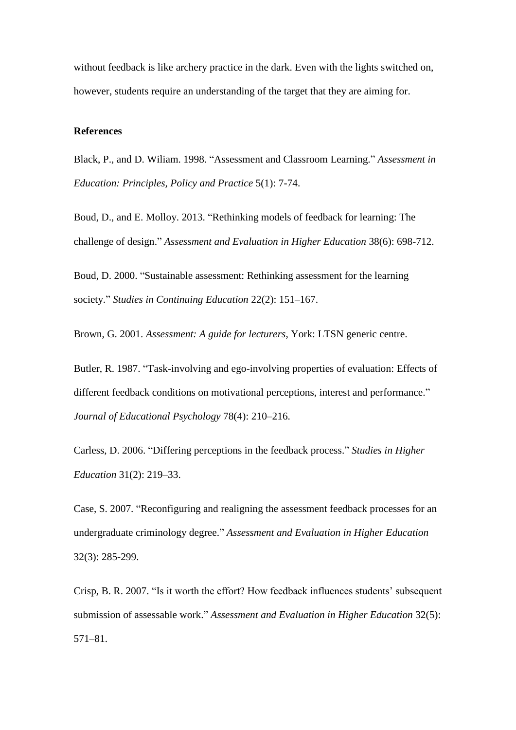without feedback is like archery practice in the dark. Even with the lights switched on, however, students require an understanding of the target that they are aiming for.

**References**

Black, P., and D. Wiliam. 1998. "Assessment and Classroom Learning." *Assessment in Education: Principles, Policy and Practice* 5(1): 7-74.

Boud, D., and E. Molloy. 2013. "Rethinking models of feedback for learning: The challenge of design." *Assessment and Evaluation in Higher Education* 38(6): 698-712.

Boud, D. 2000. "Sustainable assessment: Rethinking assessment for the learning society." *Studies in Continuing Education* 22(2): 151–167.

Brown, G. 2001. *Assessment: A guide for lecturers*, York: LTSN generic centre.

Butler, R. 1987. "Task-involving and ego-involving properties of evaluation: Effects of different feedback conditions on motivational perceptions, interest and performance." *Journal of Educational Psychology* 78(4): 210–216.

Carless, D. 2006. "Differing perceptions in the feedback process." *Studies in Higher Education* 31(2): 219–33.

Case, S. 2007. "Reconfiguring and realigning the assessment feedback processes for an undergraduate criminology degree." *Assessment and Evaluation in Higher Education* 32(3): 285-299.

Crisp, B. R. 2007. "Is it worth the effort? How feedback influences students' subsequent submission of assessable work." *Assessment and Evaluation in Higher Education* 32(5): 571–81.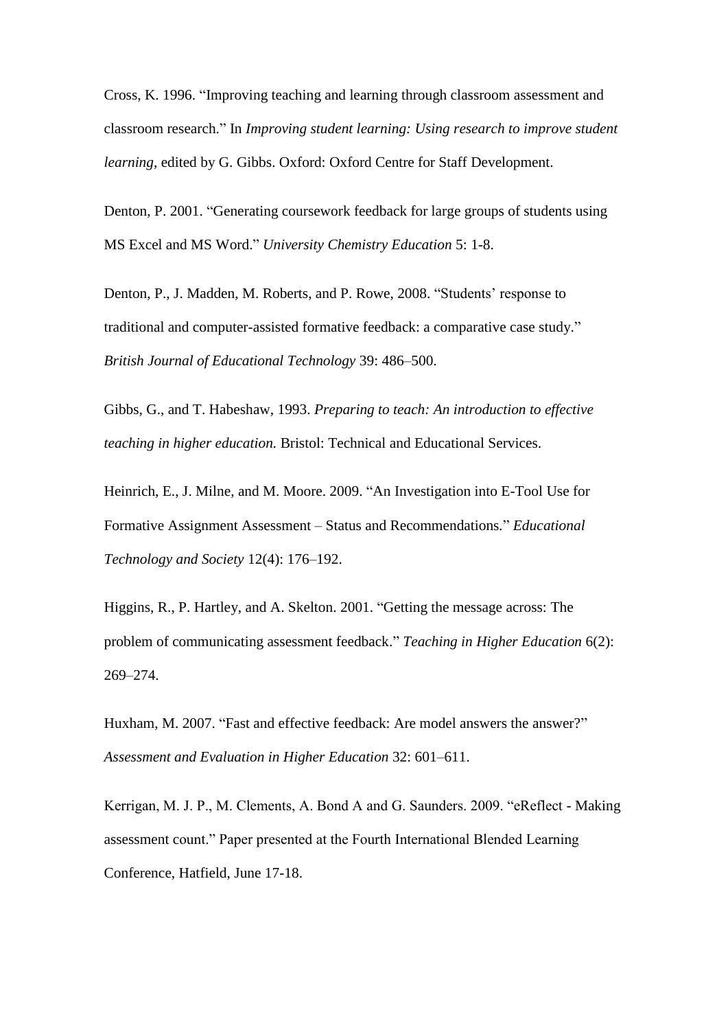Cross, K. 1996. “Improving teaching and learning through classroom assessment and classroom research.” In *Improving student learning: Using research to improve student learning,* edited by G. Gibbs. Oxford: Oxford Centre for Staff Development.

Denton, P. 2001. “Generating coursework feedback for large groups of students using MS Excel and MS Word.” *University Chemistry Education* 5: 1-8.

Denton, P., J. Madden, M. Roberts, and P. Rowe, 2008. “Students’ response to traditional and computer-assisted formative feedback: a comparative case study.” *British Journal of Educational Technology* 39: 486–500.

Gibbs, G., and T. Habeshaw, 1993. *Preparing to teach: An introduction to effective teaching in higher education.* Bristol: Technical and Educational Services.

Heinrich, E., J. Milne, and M. Moore. 2009. “An Investigation into E-Tool Use for Formative Assignment Assessment – Status and Recommendations.” *Educational Technology and Society* 12(4): 176–192.

Higgins, R., P. Hartley, and A. Skelton. 2001. “Getting the message across: The problem of communicating assessment feedback.” *Teaching in Higher Education* 6(2): 269–274.

Huxham, M. 2007. “Fast and effective feedback: Are model answers the answer?” *Assessment and Evaluation in Higher Education* 32: 601–611.

Kerrigan, M. J. P., M. Clements, A. Bond A and G. Saunders. 2009. “eReflect - Making assessment count.” Paper presented at the Fourth International Blended Learning Conference, Hatfield, June 17-18.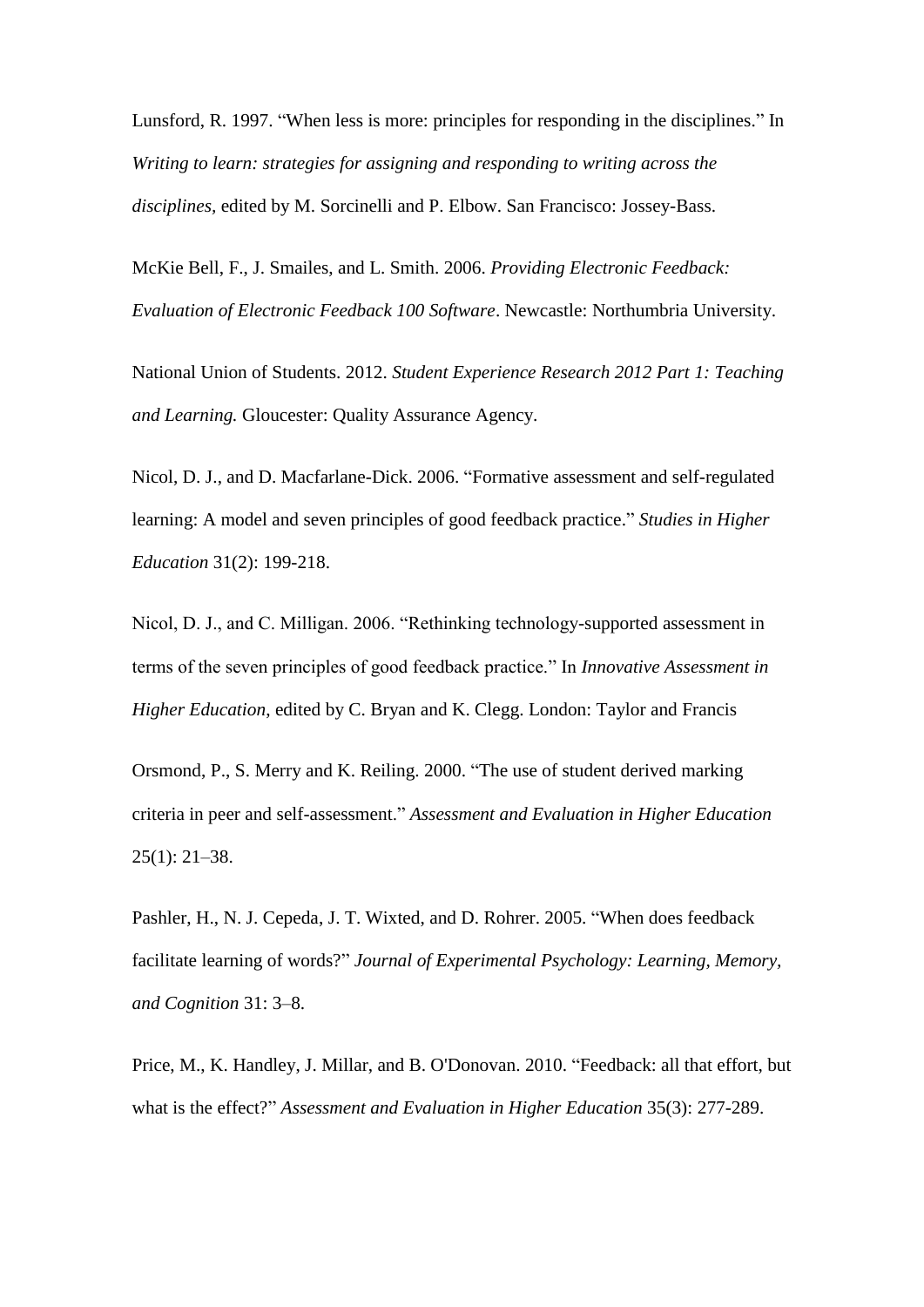Lunsford, R. 1997. "When less is more: principles for responding in the disciplines." In *Writing to learn: strategies for assigning and responding to writing across the disciplines,* edited by M. Sorcinelli and P. Elbow. San Francisco: Jossey-Bass.

McKie Bell, F., J. Smailes, and L. Smith. 2006. *Providing Electronic Feedback: Evaluation of Electronic Feedback 100 Software*. Newcastle: Northumbria University.

National Union of Students. 2012. *Student Experience Research 2012 Part 1: Teaching and Learning.* Gloucester: Quality Assurance Agency.

Nicol, D. J., and D. Macfarlane-Dick. 2006. "Formative assessment and self-regulated learning: A model and seven principles of good feedback practice." *Studies in Higher Education* 31(2): 199-218.

Nicol, D. J., and C. Milligan. 2006. "Rethinking technology-supported assessment in terms of the seven principles of good feedback practice." In *Innovative Assessment in Higher Education*, edited by C. Bryan and K. Clegg. London: Taylor and Francis

Orsmond, P., S. Merry and K. Reiling. 2000. "The use of student derived marking criteria in peer and self-assessment." *Assessment and Evaluation in Higher Education* 25(1): 21–38.

Pashler, H., N. J. Cepeda, J. T. Wixted, and D. Rohrer. 2005. "When does feedback facilitate learning of words?" *Journal of Experimental Psychology: Learning, Memory, and Cognition* 31: 3–8.

Price, M., K. Handley, J. Millar, and B. O'Donovan. 2010. "Feedback: all that effort, but what is the effect?" *Assessment and Evaluation in Higher Education* 35(3): 277-289.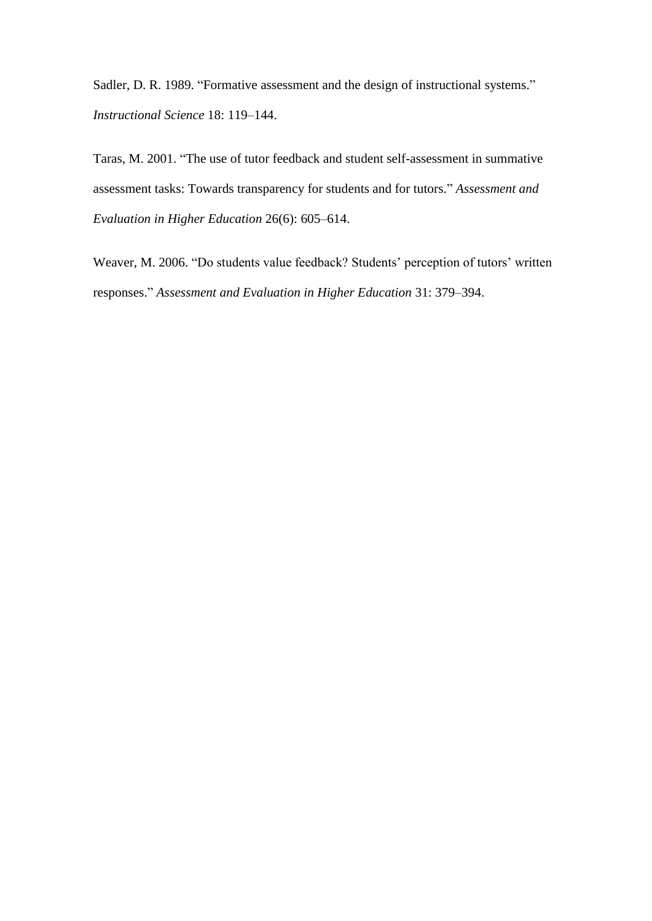Sadler, D. R. 1989. “Formative assessment and the design of instructional systems.” *Instructional Science* 18: 119–144.

Taras, M. 2001. “The use of tutor feedback and student self-assessment in summative assessment tasks: Towards transparency for students and for tutors.” *Assessment and Evaluation in Higher Education* 26(6): 605–614.

Weaver, M. 2006. “Do students value feedback? Students’ perception of tutors’ written responses.” *Assessment and Evaluation in Higher Education* 31: 379–394.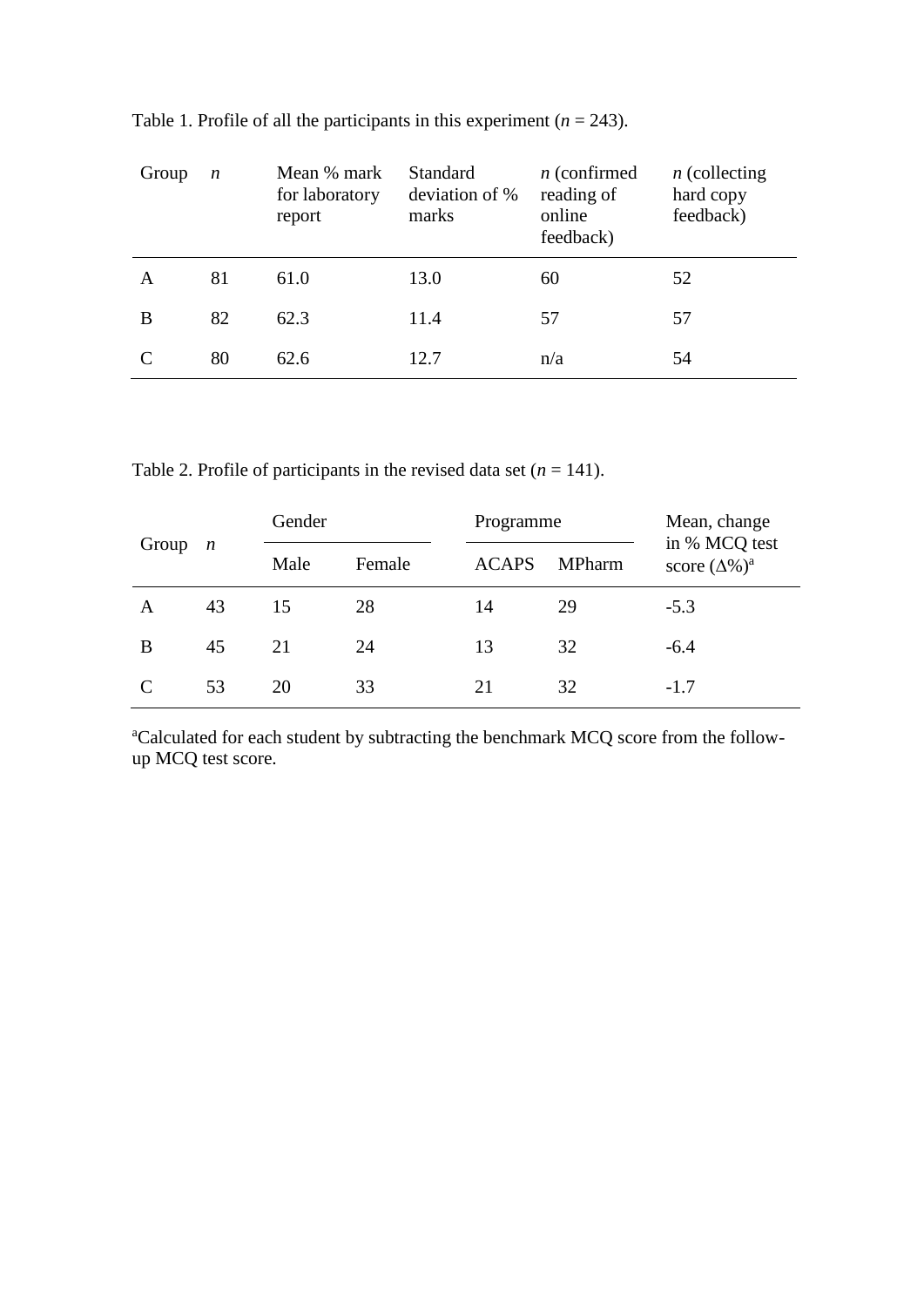Table 1. Profile of all the participants in this experiment (*n* = 243).

| Group | *n* | Mean % mark for laboratory report | Standard deviation of % marks | *n* (confirmed reading of online feedback) | *n* (collecting hard copy feedback) |
|---|---|---|---|---|---|
| A | 81 | 61.0 | 13.0 | 60 | 52 |
| B | 82 | 62.3 | 11.4 | 57 | 57 |
| C | 80 | 62.6 | 12.7 | n/a | 54 |

Table 2. Profile of participants in the revised data set (*n* = 141).

| Group | *n* | Gender | | Programme | | Mean, change in % MCQ test score (Δ%)[a] |
|---|---|---|---|---|---|---|
| | | Male | Female | ACAPS | MPharm | |
| A | 43 | 15 | 28 | 14 | 29 | -5.3 |
| B | 45 | 21 | 24 | 13 | 32 | -6.4 |
| C | 53 | 20 | 33 | 21 | 32 | -1.7 |

[a]Calculated for each student by subtracting the benchmark MCQ score from the follow-up MCQ test score.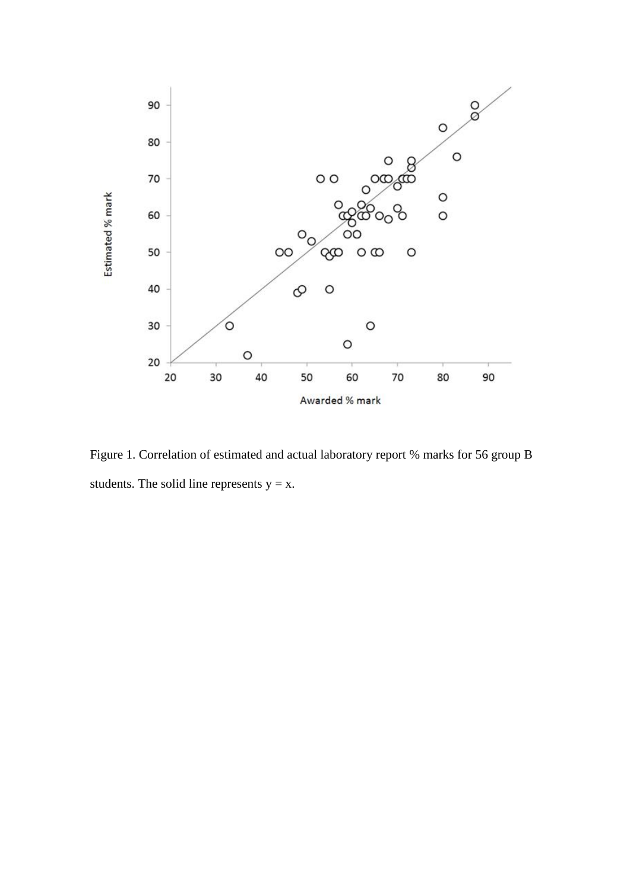Estimated % mark

90
80
70
60
50
40
30
20

20 30 40 50 60 70 80 90

Awarded % mark

Figure 1. Correlation of estimated and actual laboratory report % marks for 56 group B students. The solid line represents y = x.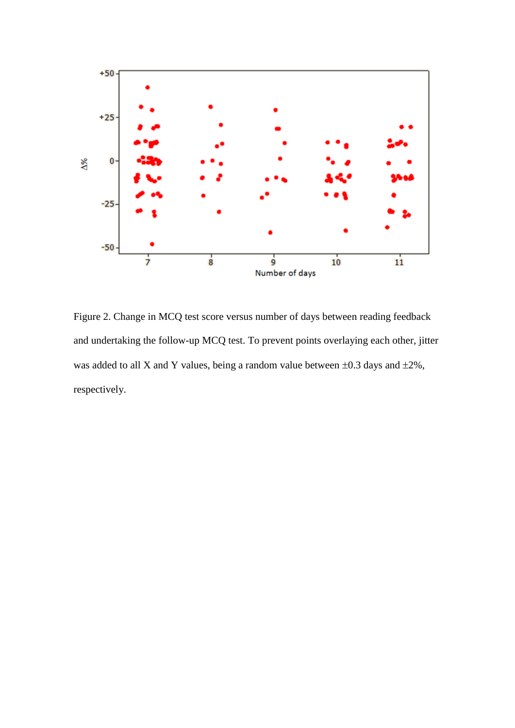+50

+25

0

-25

-50

Δ%

7

8

9

10

11

Number of days

Figure 2. Change in MCQ test score versus number of days between reading feedback and undertaking the follow-up MCQ test. To prevent points overlaying each other, jitter was added to all X and Y values, being a random value between ±0.3 days and ±2%, respectively.